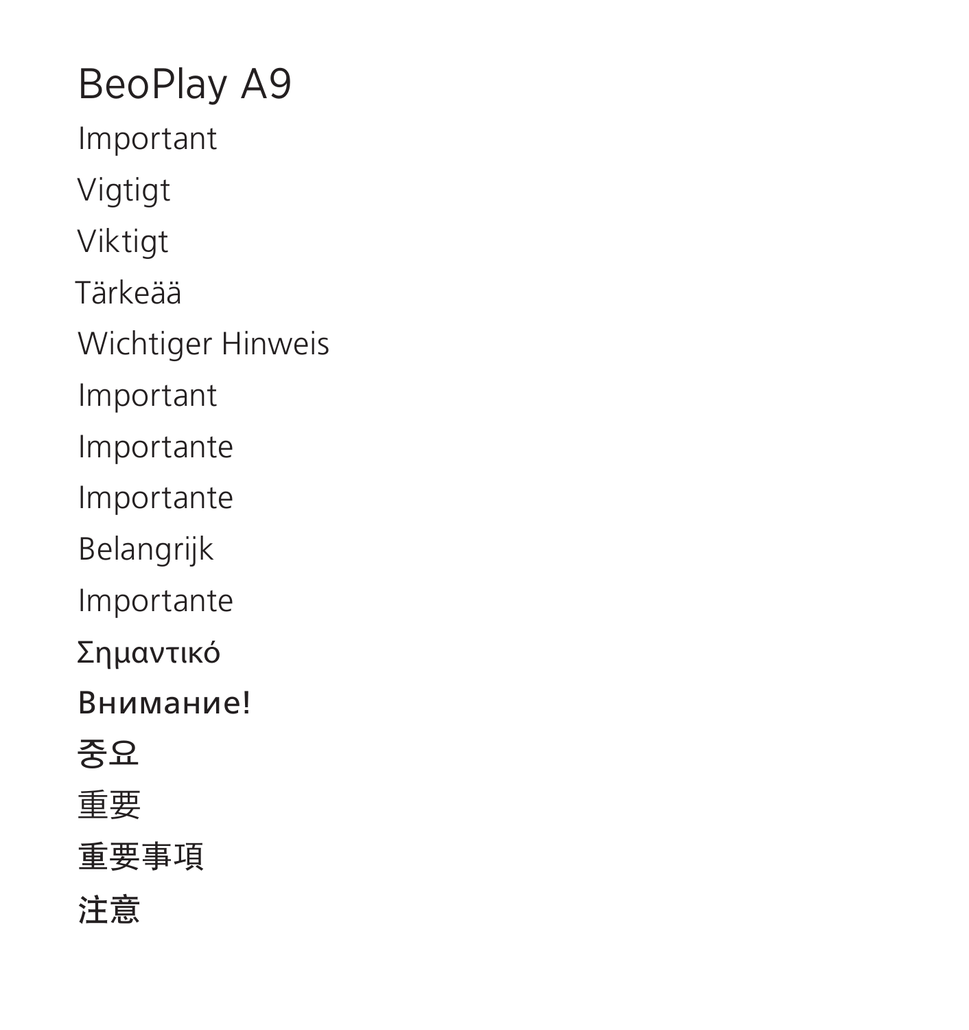# BeoPlay A9

Important

Vigtigt

Viktigt

Tärkeää

Wichtiger Hinweis

Important

Importante

Importante

Belangrijk

Importante

Σημαντικό

Внимание!

중요

重要

重要事項

注意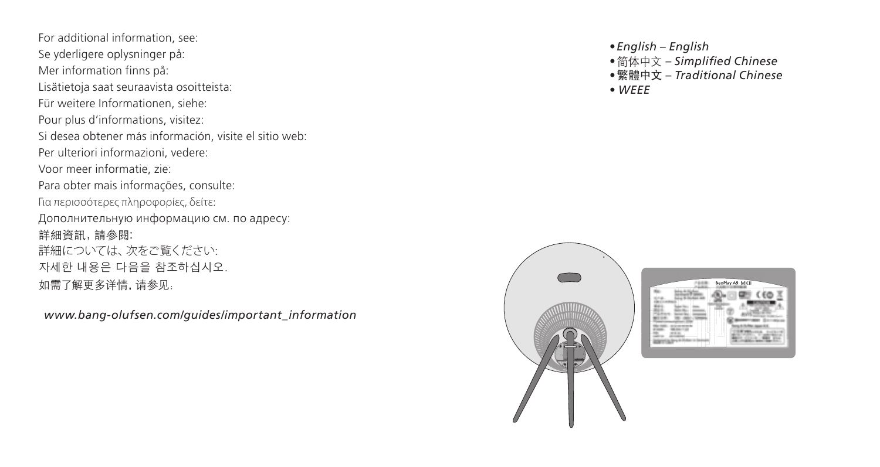For additional information, see:

Se yderligere oplysninger på:

Mer information finns på:

Lisätietoja saat seuraavista osoitteista:

Für weitere Informationen, siehe:

Pour plus d'informations, visitez:

Si desea obtener más información, visite el sitio web:

Per ulteriori informazioni, vedere:

Voor meer informatie, zie:

Para obter mais informações, consulte:

Για περισσότερες πληροφορίες, δείτε:

Дополнительную информацию см. по адресу:

詳細資訊，請參閱:

詳細については、次をご覧ください:

자세한 내용은 다음을 참조하십시오.

如需了解更多详情，请参见：

*www.bang-olufsen.com/guides/important_information*

- *English – English*
- 简体中文 – *Simplified Chinese*
- 繁體中文 – *Traditional Chinese*
- *WEEE*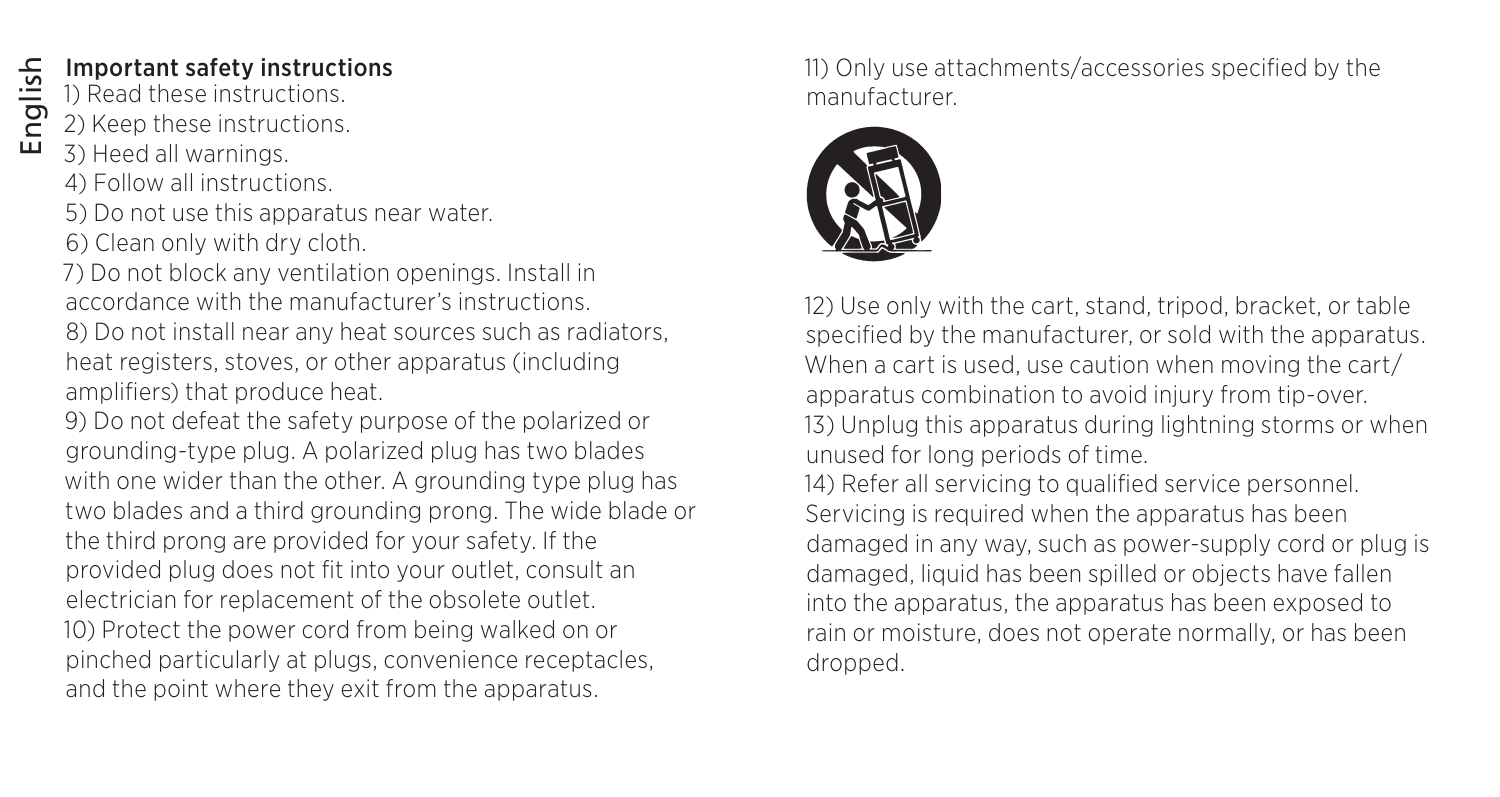## Important safety instructions

1) Read these instructions.
2) Keep these instructions.
3) Heed all warnings.
4) Follow all instructions.
5) Do not use this apparatus near water.
6) Clean only with dry cloth.
7) Do not block any ventilation openings. Install in accordance with the manufacturer's instructions.
8) Do not install near any heat sources such as radiators, heat registers, stoves, or other apparatus (including amplifiers) that produce heat.
9) Do not defeat the safety purpose of the polarized or grounding-type plug. A polarized plug has two blades with one wider than the other. A grounding type plug has two blades and a third grounding prong. The wide blade or the third prong are provided for your safety. If the provided plug does not fit into your outlet, consult an electrician for replacement of the obsolete outlet.
10) Protect the power cord from being walked on or pinched particularly at plugs, convenience receptacles, and the point where they exit from the apparatus.
11) Only use attachments/accessories specified by the manufacturer.
12) Use only with the cart, stand, tripod, bracket, or table specified by the manufacturer, or sold with the apparatus. When a cart is used, use caution when moving the cart/apparatus combination to avoid injury from tip-over.
13) Unplug this apparatus during lightning storms or when unused for long periods of time.
14) Refer all servicing to qualified service personnel. Servicing is required when the apparatus has been damaged in any way, such as power-supply cord or plug is damaged, liquid has been spilled or objects have fallen into the apparatus, the apparatus has been exposed to rain or moisture, does not operate normally, or has been dropped.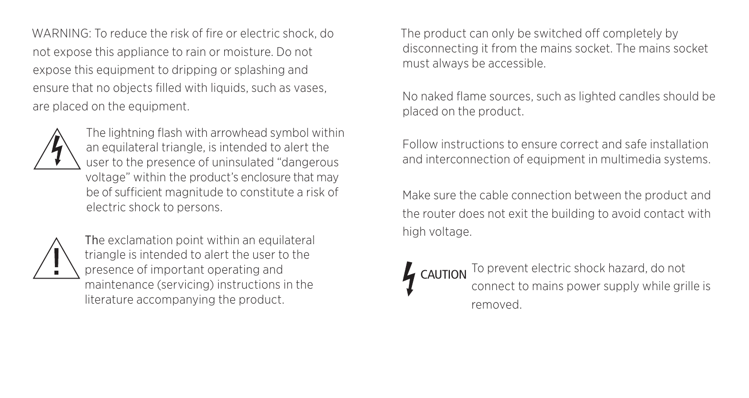WARNING: To reduce the risk of fire or electric shock, do not expose this appliance to rain or moisture. Do not expose this equipment to dripping or splashing and ensure that no objects filled with liquids, such as vases, are placed on the equipment.

The lightning flash with arrowhead symbol within an equilateral triangle, is intended to alert the user to the presence of uninsulated "dangerous voltage" within the product's enclosure that may be of sufficient magnitude to constitute a risk of electric shock to persons.

The exclamation point within an equilateral triangle is intended to alert the user to the presence of important operating and maintenance (servicing) instructions in the literature accompanying the product.

The product can only be switched off completely by disconnecting it from the mains socket. The mains socket must always be accessible.

No naked flame sources, such as lighted candles should be placed on the product.

Follow instructions to ensure correct and safe installation and interconnection of equipment in multimedia systems.

Make sure the cable connection between the product and the router does not exit the building to avoid contact with high voltage.

CAUTION To prevent electric shock hazard, do not connect to mains power supply while grille is removed.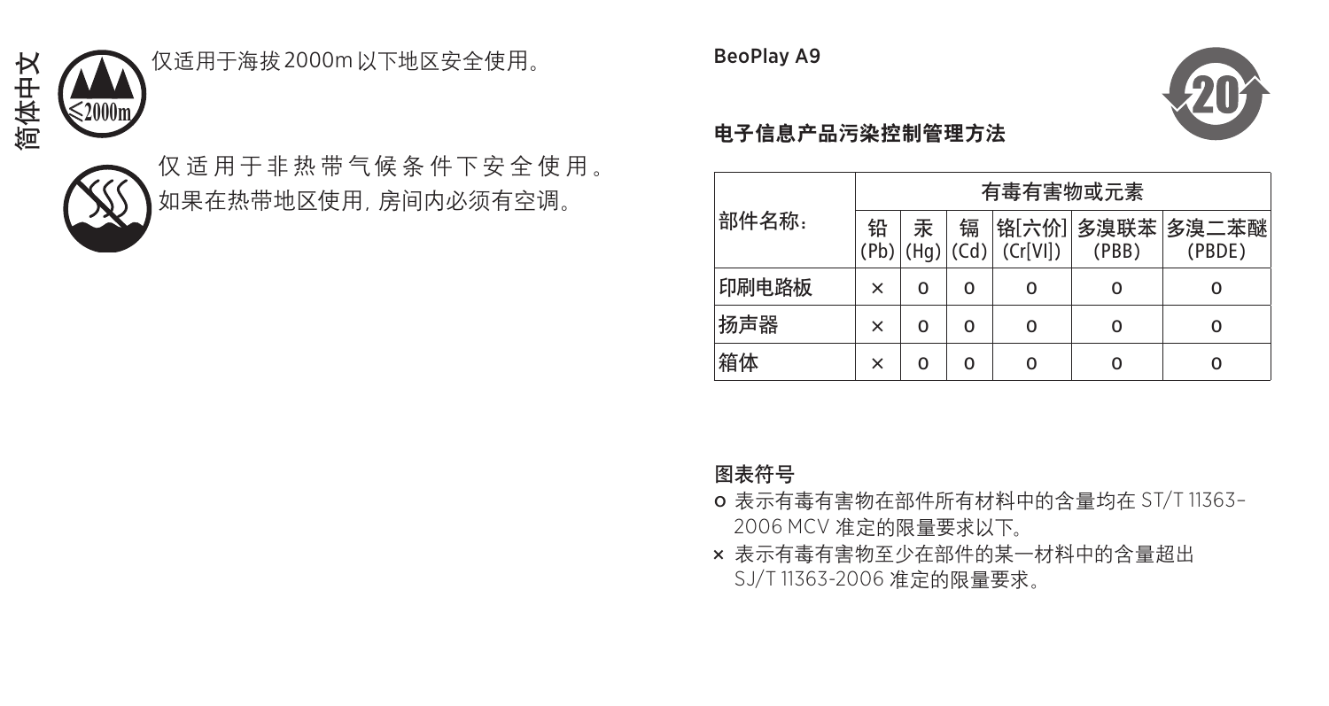简体中文

仅适用于海拔2000m以下地区安全使用。

仅 适 用 于 非 热 带 气 候 条 件 下 安 全 使 用 。
如果在热带地区使用，房间内必须有空调。

BeoPlay A9

**电子信息产品污染控制管理方法**

| 部件名称： | 有毒有害物或元素 | | | | | |
|---|---|---|---|---|---|---|
| | 铅 (Pb) | 汞 (Hg) | 镉 (Cd) | 铬[六价] (Cr[VI]) | 多溴联苯 (PBB) | 多溴二苯醚 (PBDE) |
| 印刷电路板 | × | o | o | o | o | o |
| 扬声器 | × | o | o | o | o | o |
| 箱体 | × | o | o | o | o | o |

图表符号

o 表示有毒有害物在部件所有材料中的含量均在 ST/T 11363-2006 MCV 准定的限量要求以下。

× 表示有毒有害物至少在部件的某一材料中的含量超出 SJ/T 11363-2006 准定的限量要求。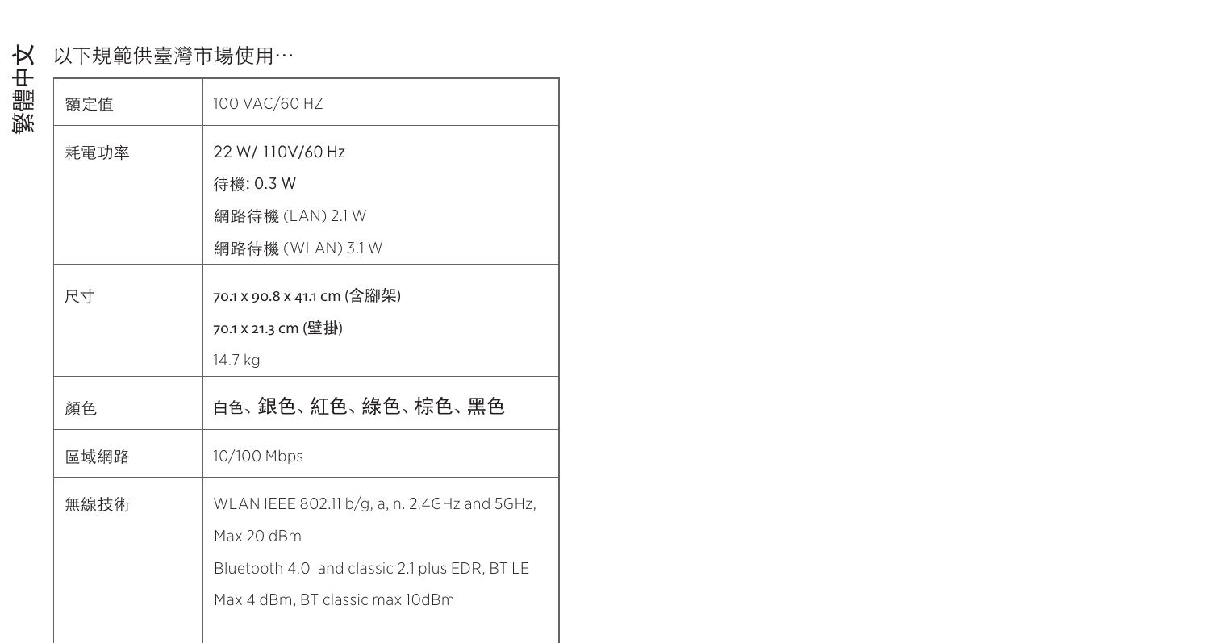繁體中文

以下規範供臺灣市場使用…

| 額定值 | 100 VAC/60 HZ |
|---|---|
| 耗電功率 | 22 W/ 110V/60 Hz<br>待機: 0.3 W<br>網路待機 (LAN) 2.1 W<br>網路待機 (WLAN) 3.1 W |
| 尺寸 | 70.1 x 90.8 x 41.1 cm (含腳架)<br>70.1 x 21.3 cm (壁掛)<br>14.7 kg |
| 顏色 | 白色、銀色、紅色、綠色、棕色、黑色 |
| 區域網路 | 10/100 Mbps |
| 無線技術 | WLAN IEEE 802.11 b/g, a, n. 2.4GHz and 5GHz, Max 20 dBm<br>Bluetooth 4.0 and classic 2.1 plus EDR, BT LE Max 4 dBm, BT classic max 10dBm |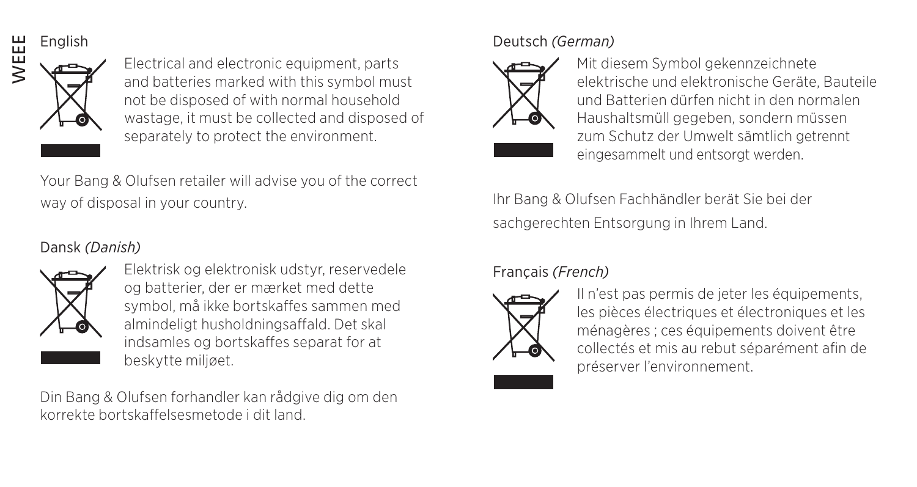# WEEE

## English

Electrical and electronic equipment, parts and batteries marked with this symbol must not be disposed of with normal household wastage, it must be collected and disposed of separately to protect the environment.

Your Bang & Olufsen retailer will advise you of the correct way of disposal in your country.

## Dansk *(Danish)*

Elektrisk og elektronisk udstyr, reservedele og batterier, der er mærket med dette symbol, må ikke bortskaffes sammen med almindeligt husholdningsaffald. Det skal indsamles og bortskaffes separat for at beskytte miljøet.

Din Bang & Olufsen forhandler kan rådgive dig om den korrekte bortskaffelsesmetode i dit land.

## Deutsch *(German)*

Mit diesem Symbol gekennzeichnete elektrische und elektronische Geräte, Bauteile und Batterien dürfen nicht in den normalen Haushaltsmüll gegeben, sondern müssen zum Schutz der Umwelt sämtlich getrennt eingesammelt und entsorgt werden.

Ihr Bang & Olufsen Fachhändler berät Sie bei der sachgerechten Entsorgung in Ihrem Land.

## Français *(French)*

Il n'est pas permis de jeter les équipements, les pièces électriques et électroniques et les ménagères ; ces équipements doivent être collectés et mis au rebut séparément afin de préserver l'environnement.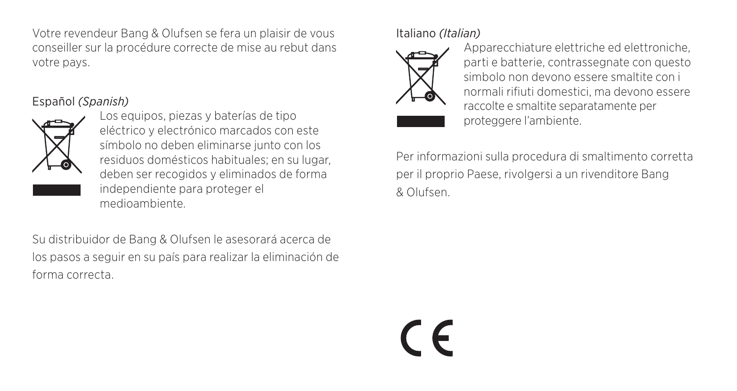Votre revendeur Bang & Olufsen se fera un plaisir de vous conseiller sur la procédure correcte de mise au rebut dans votre pays.

Español *(Spanish)*

Los equipos, piezas y baterías de tipo eléctrico y electrónico marcados con este símbolo no deben eliminarse junto con los residuos domésticos habituales; en su lugar, deben ser recogidos y eliminados de forma independiente para proteger el medioambiente.

Su distribuidor de Bang & Olufsen le asesorará acerca de los pasos a seguir en su país para realizar la eliminación de forma correcta.

Italiano *(Italian)*

Apparecchiature elettriche ed elettroniche, parti e batterie, contrassegnate con questo simbolo non devono essere smaltite con i normali rifiuti domestici, ma devono essere raccolte e smaltite separatamente per proteggere l'ambiente.

Per informazioni sulla procedura di smaltimento corretta per il proprio Paese, rivolgersi a un rivenditore Bang & Olufsen.

CE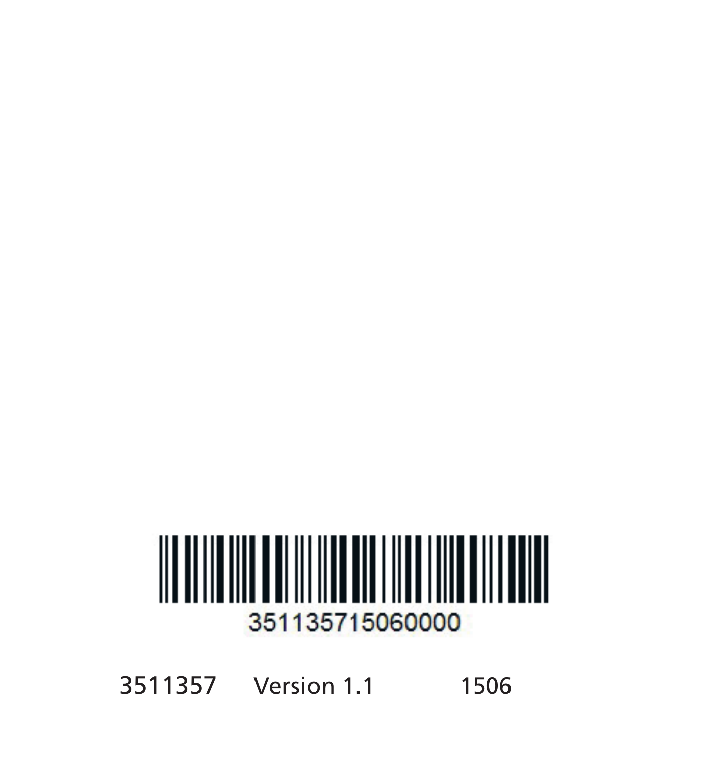351135715060000

3511357 Version 1.1 1506